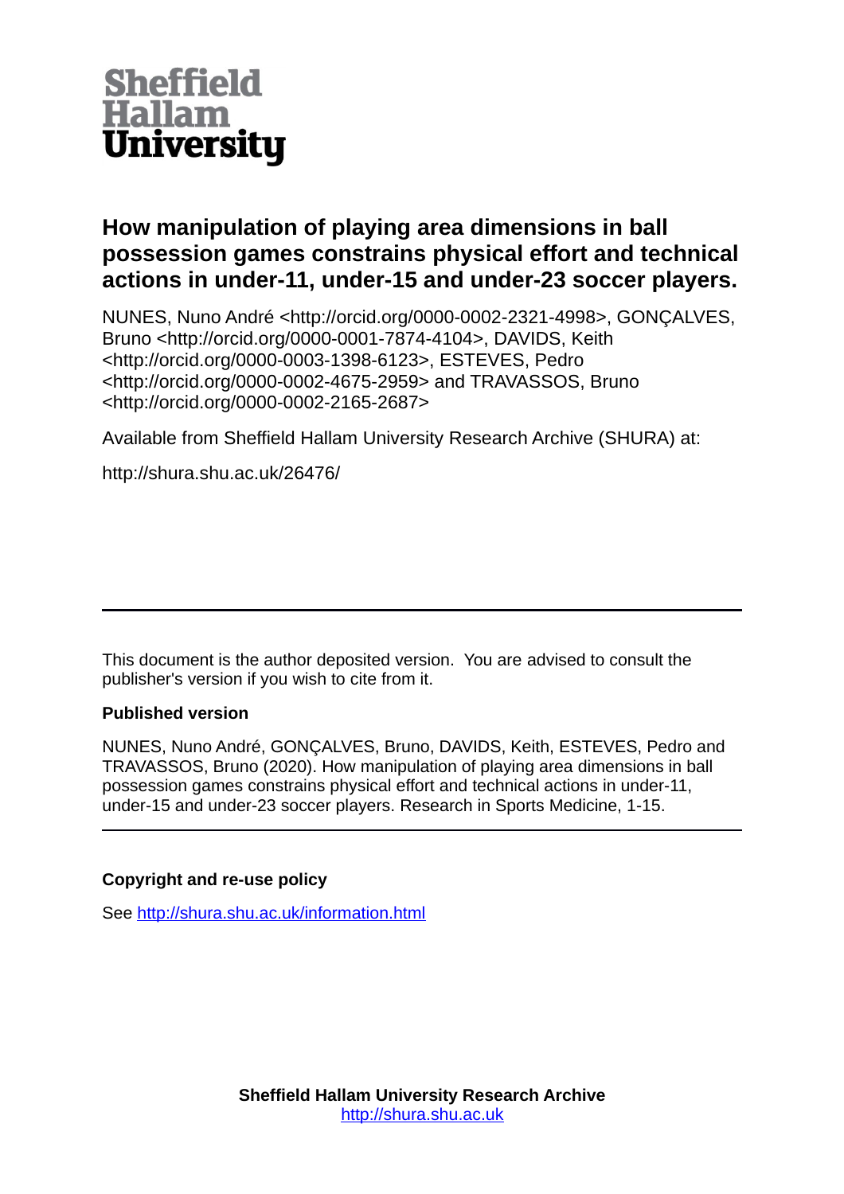Sheffield Hallam University

# How manipulation of playing area dimensions in ball possession games constrains physical effort and technical actions in under-11, under-15 and under-23 soccer players.

NUNES, Nuno André <http://orcid.org/0000-0002-2321-4998>, GONÇALVES, Bruno <http://orcid.org/0000-0001-7874-4104>, DAVIDS, Keith <http://orcid.org/0000-0003-1398-6123>, ESTEVES, Pedro <http://orcid.org/0000-0002-4675-2959> and TRAVASSOS, Bruno <http://orcid.org/0000-0002-2165-2687>

Available from Sheffield Hallam University Research Archive (SHURA) at:

http://shura.shu.ac.uk/26476/

---

This document is the author deposited version. You are advised to consult the publisher's version if you wish to cite from it.

**Published version**

NUNES, Nuno André, GONÇALVES, Bruno, DAVIDS, Keith, ESTEVES, Pedro and TRAVASSOS, Bruno (2020). How manipulation of playing area dimensions in ball possession games constrains physical effort and technical actions in under-11, under-15 and under-23 soccer players. Research in Sports Medicine, 1-15.

---

**Copyright and re-use policy**

See http://shura.shu.ac.uk/information.html

**Sheffield Hallam University Research Archive**
http://shura.shu.ac.uk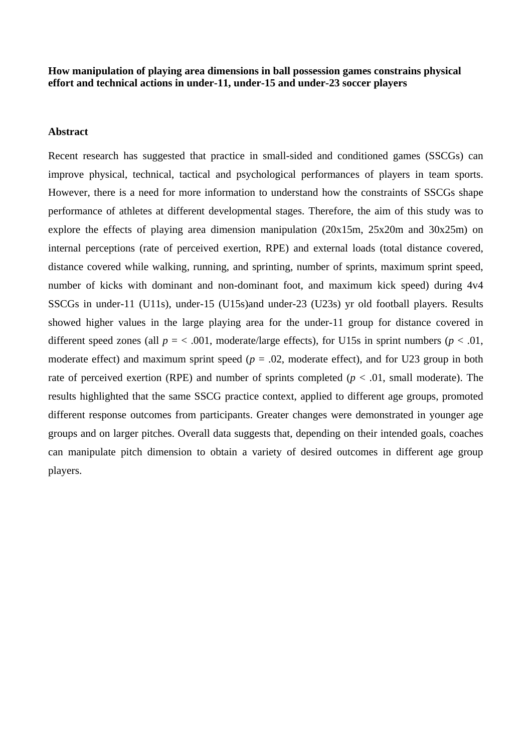**How manipulation of playing area dimensions in ball possession games constrains physical effort and technical actions in under-11, under-15 and under-23 soccer players**

**Abstract**

Recent research has suggested that practice in small-sided and conditioned games (SSCGs) can improve physical, technical, tactical and psychological performances of players in team sports. However, there is a need for more information to understand how the constraints of SSCGs shape performance of athletes at different developmental stages. Therefore, the aim of this study was to explore the effects of playing area dimension manipulation (20x15m, 25x20m and 30x25m) on internal perceptions (rate of perceived exertion, RPE) and external loads (total distance covered, distance covered while walking, running, and sprinting, number of sprints, maximum sprint speed, number of kicks with dominant and non-dominant foot, and maximum kick speed) during 4v4 SSCGs in under-11 (U11s), under-15 (U15s)and under-23 (U23s) yr old football players. Results showed higher values in the large playing area for the under-11 group for distance covered in different speed zones (all $p$ = < .001, moderate/large effects), for U15s in sprint numbers ($p < .01$, moderate effect) and maximum sprint speed ($p = .02$, moderate effect), and for U23 group in both rate of perceived exertion (RPE) and number of sprints completed ($p < .01$, small moderate). The results highlighted that the same SSCG practice context, applied to different age groups, promoted different response outcomes from participants. Greater changes were demonstrated in younger age groups and on larger pitches. Overall data suggests that, depending on their intended goals, coaches can manipulate pitch dimension to obtain a variety of desired outcomes in different age group players.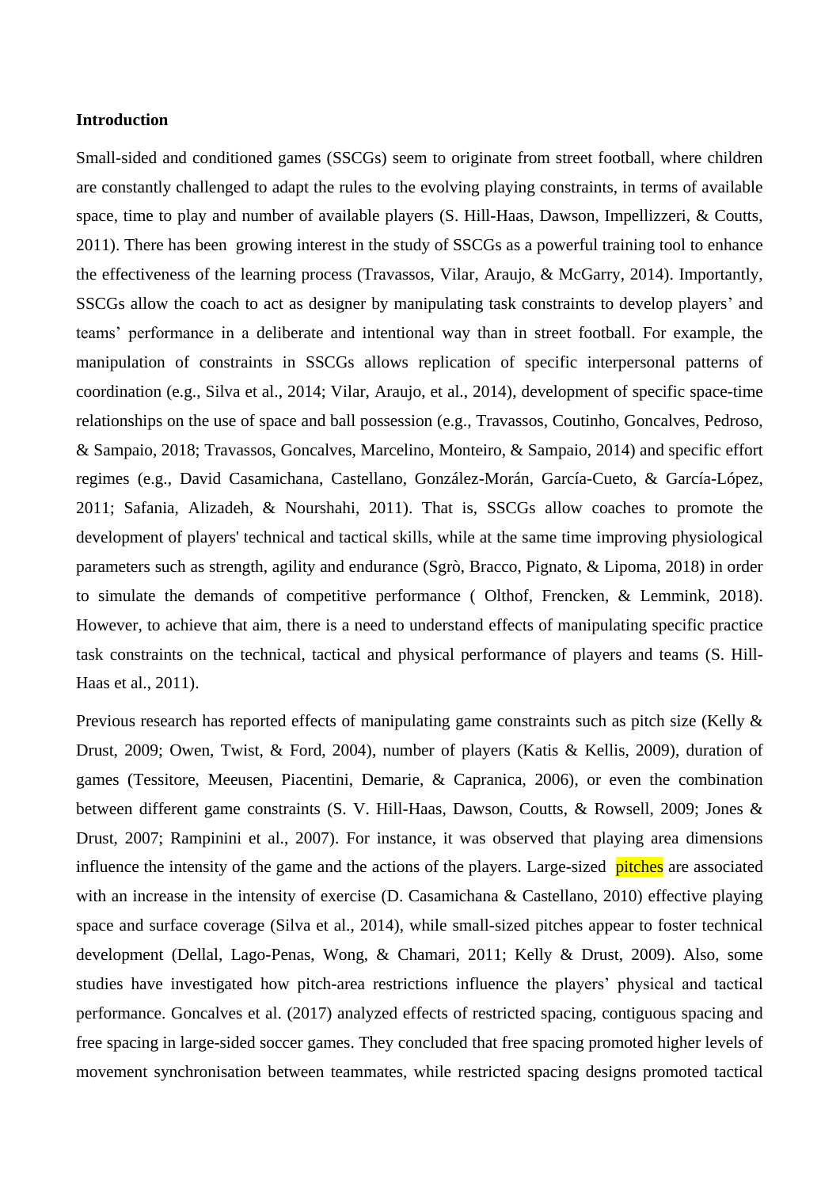**Introduction**

Small-sided and conditioned games (SSCGs) seem to originate from street football, where children are constantly challenged to adapt the rules to the evolving playing constraints, in terms of available space, time to play and number of available players (S. Hill-Haas, Dawson, Impellizzeri, & Coutts, 2011). There has been growing interest in the study of SSCGs as a powerful training tool to enhance the effectiveness of the learning process (Travassos, Vilar, Araujo, & McGarry, 2014). Importantly, SSCGs allow the coach to act as designer by manipulating task constraints to develop players' and teams' performance in a deliberate and intentional way than in street football. For example, the manipulation of constraints in SSCGs allows replication of specific interpersonal patterns of coordination (e.g., Silva et al., 2014; Vilar, Araujo, et al., 2014), development of specific space-time relationships on the use of space and ball possession (e.g., Travassos, Coutinho, Goncalves, Pedroso, & Sampaio, 2018; Travassos, Goncalves, Marcelino, Monteiro, & Sampaio, 2014) and specific effort regimes (e.g., David Casamichana, Castellano, González-Morán, García-Cueto, & García-López, 2011; Safania, Alizadeh, & Nourshahi, 2011). That is, SSCGs allow coaches to promote the development of players' technical and tactical skills, while at the same time improving physiological parameters such as strength, agility and endurance (Sgrò, Bracco, Pignato, & Lipoma, 2018) in order to simulate the demands of competitive performance ( Olthof, Frencken, & Lemmink, 2018). However, to achieve that aim, there is a need to understand effects of manipulating specific practice task constraints on the technical, tactical and physical performance of players and teams (S. Hill-Haas et al., 2011).

Previous research has reported effects of manipulating game constraints such as pitch size (Kelly & Drust, 2009; Owen, Twist, & Ford, 2004), number of players (Katis & Kellis, 2009), duration of games (Tessitore, Meeusen, Piacentini, Demarie, & Capranica, 2006), or even the combination between different game constraints (S. V. Hill-Haas, Dawson, Coutts, & Rowsell, 2009; Jones & Drust, 2007; Rampinini et al., 2007). For instance, it was observed that playing area dimensions influence the intensity of the game and the actions of the players. Large-sized pitches are associated with an increase in the intensity of exercise (D. Casamichana & Castellano, 2010) effective playing space and surface coverage (Silva et al., 2014), while small-sized pitches appear to foster technical development (Dellal, Lago-Penas, Wong, & Chamari, 2011; Kelly & Drust, 2009). Also, some studies have investigated how pitch-area restrictions influence the players' physical and tactical performance. Goncalves et al. (2017) analyzed effects of restricted spacing, contiguous spacing and free spacing in large-sided soccer games. They concluded that free spacing promoted higher levels of movement synchronisation between teammates, while restricted spacing designs promoted tactical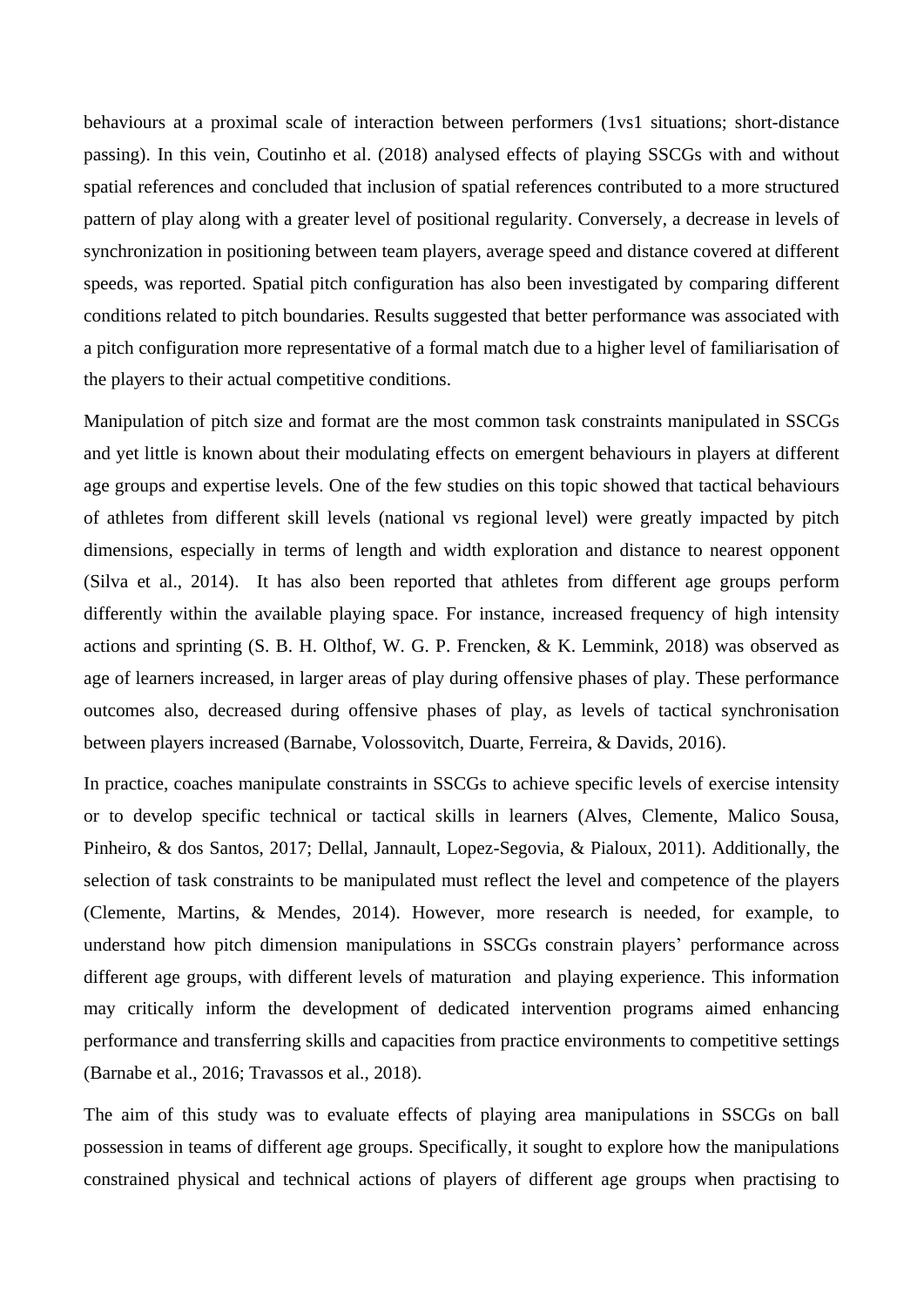behaviours at a proximal scale of interaction between performers (1vs1 situations; short-distance passing). In this vein, Coutinho et al. (2018) analysed effects of playing SSCGs with and without spatial references and concluded that inclusion of spatial references contributed to a more structured pattern of play along with a greater level of positional regularity. Conversely, a decrease in levels of synchronization in positioning between team players, average speed and distance covered at different speeds, was reported. Spatial pitch configuration has also been investigated by comparing different conditions related to pitch boundaries. Results suggested that better performance was associated with a pitch configuration more representative of a formal match due to a higher level of familiarisation of the players to their actual competitive conditions.

Manipulation of pitch size and format are the most common task constraints manipulated in SSCGs and yet little is known about their modulating effects on emergent behaviours in players at different age groups and expertise levels. One of the few studies on this topic showed that tactical behaviours of athletes from different skill levels (national vs regional level) were greatly impacted by pitch dimensions, especially in terms of length and width exploration and distance to nearest opponent (Silva et al., 2014). It has also been reported that athletes from different age groups perform differently within the available playing space. For instance, increased frequency of high intensity actions and sprinting (S. B. H. Olthof, W. G. P. Frencken, & K. Lemmink, 2018) was observed as age of learners increased, in larger areas of play during offensive phases of play. These performance outcomes also, decreased during offensive phases of play, as levels of tactical synchronisation between players increased (Barnabe, Volossovitch, Duarte, Ferreira, & Davids, 2016).

In practice, coaches manipulate constraints in SSCGs to achieve specific levels of exercise intensity or to develop specific technical or tactical skills in learners (Alves, Clemente, Malico Sousa, Pinheiro, & dos Santos, 2017; Dellal, Jannault, Lopez-Segovia, & Pialoux, 2011). Additionally, the selection of task constraints to be manipulated must reflect the level and competence of the players (Clemente, Martins, & Mendes, 2014). However, more research is needed, for example, to understand how pitch dimension manipulations in SSCGs constrain players' performance across different age groups, with different levels of maturation and playing experience. This information may critically inform the development of dedicated intervention programs aimed enhancing performance and transferring skills and capacities from practice environments to competitive settings (Barnabe et al., 2016; Travassos et al., 2018).

The aim of this study was to evaluate effects of playing area manipulations in SSCGs on ball possession in teams of different age groups. Specifically, it sought to explore how the manipulations constrained physical and technical actions of players of different age groups when practising to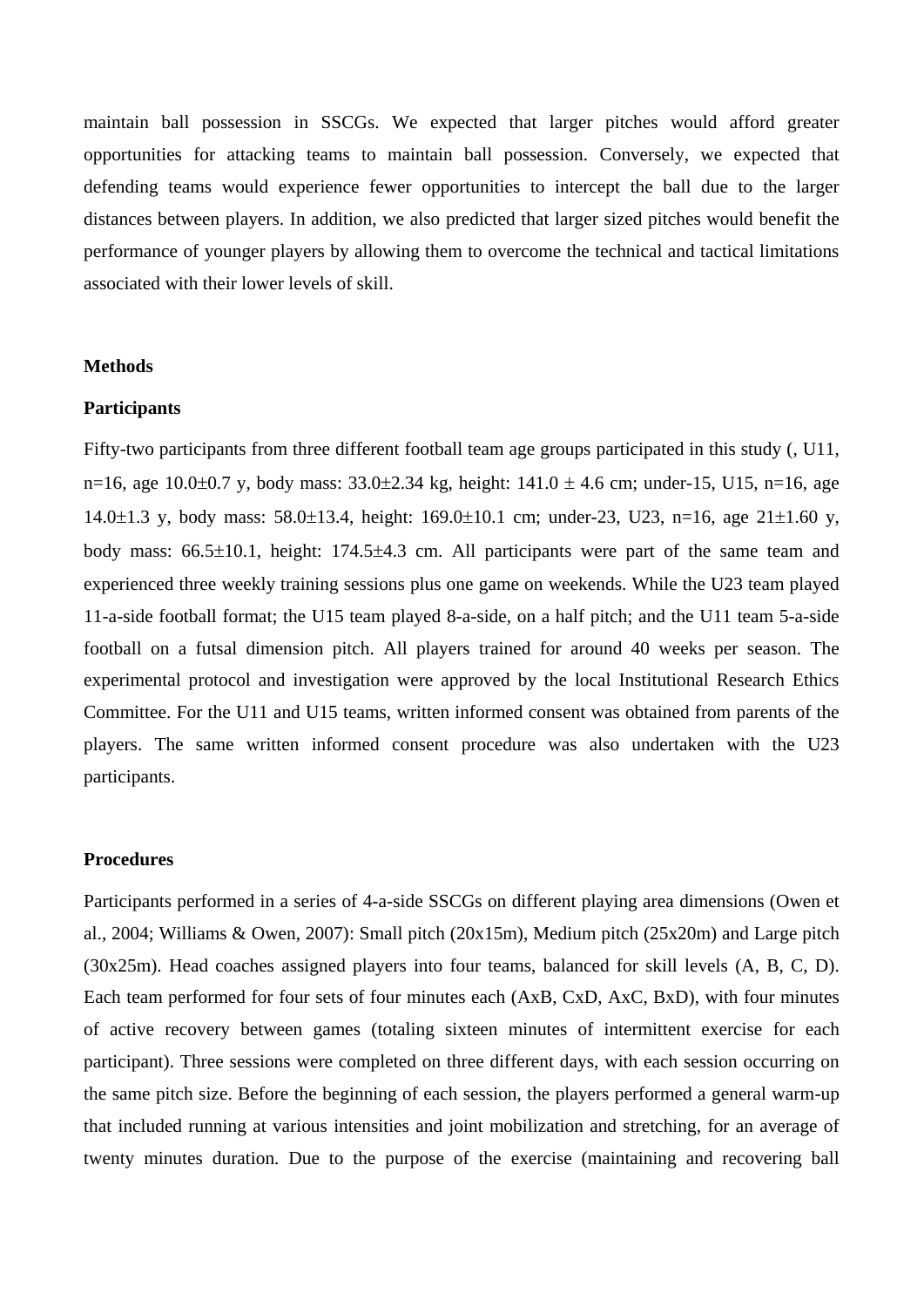maintain ball possession in SSCGs. We expected that larger pitches would afford greater opportunities for attacking teams to maintain ball possession. Conversely, we expected that defending teams would experience fewer opportunities to intercept the ball due to the larger distances between players. In addition, we also predicted that larger sized pitches would benefit the performance of younger players by allowing them to overcome the technical and tactical limitations associated with their lower levels of skill.

## Methods

### Participants

Fifty-two participants from three different football team age groups participated in this study (, U11, n=16, age 10.0±0.7 y, body mass: 33.0±2.34 kg, height: 141.0 ± 4.6 cm; under-15, U15, n=16, age 14.0±1.3 y, body mass: 58.0±13.4, height: 169.0±10.1 cm; under-23, U23, n=16, age 21±1.60 y, body mass: 66.5±10.1, height: 174.5±4.3 cm. All participants were part of the same team and experienced three weekly training sessions plus one game on weekends. While the U23 team played 11-a-side football format; the U15 team played 8-a-side, on a half pitch; and the U11 team 5-a-side football on a futsal dimension pitch. All players trained for around 40 weeks per season. The experimental protocol and investigation were approved by the local Institutional Research Ethics Committee. For the U11 and U15 teams, written informed consent was obtained from parents of the players. The same written informed consent procedure was also undertaken with the U23 participants.

### Procedures

Participants performed in a series of 4-a-side SSCGs on different playing area dimensions (Owen et al., 2004; Williams & Owen, 2007): Small pitch (20x15m), Medium pitch (25x20m) and Large pitch (30x25m). Head coaches assigned players into four teams, balanced for skill levels (A, B, C, D). Each team performed for four sets of four minutes each (AxB, CxD, AxC, BxD), with four minutes of active recovery between games (totaling sixteen minutes of intermittent exercise for each participant). Three sessions were completed on three different days, with each session occurring on the same pitch size. Before the beginning of each session, the players performed a general warm-up that included running at various intensities and joint mobilization and stretching, for an average of twenty minutes duration. Due to the purpose of the exercise (maintaining and recovering ball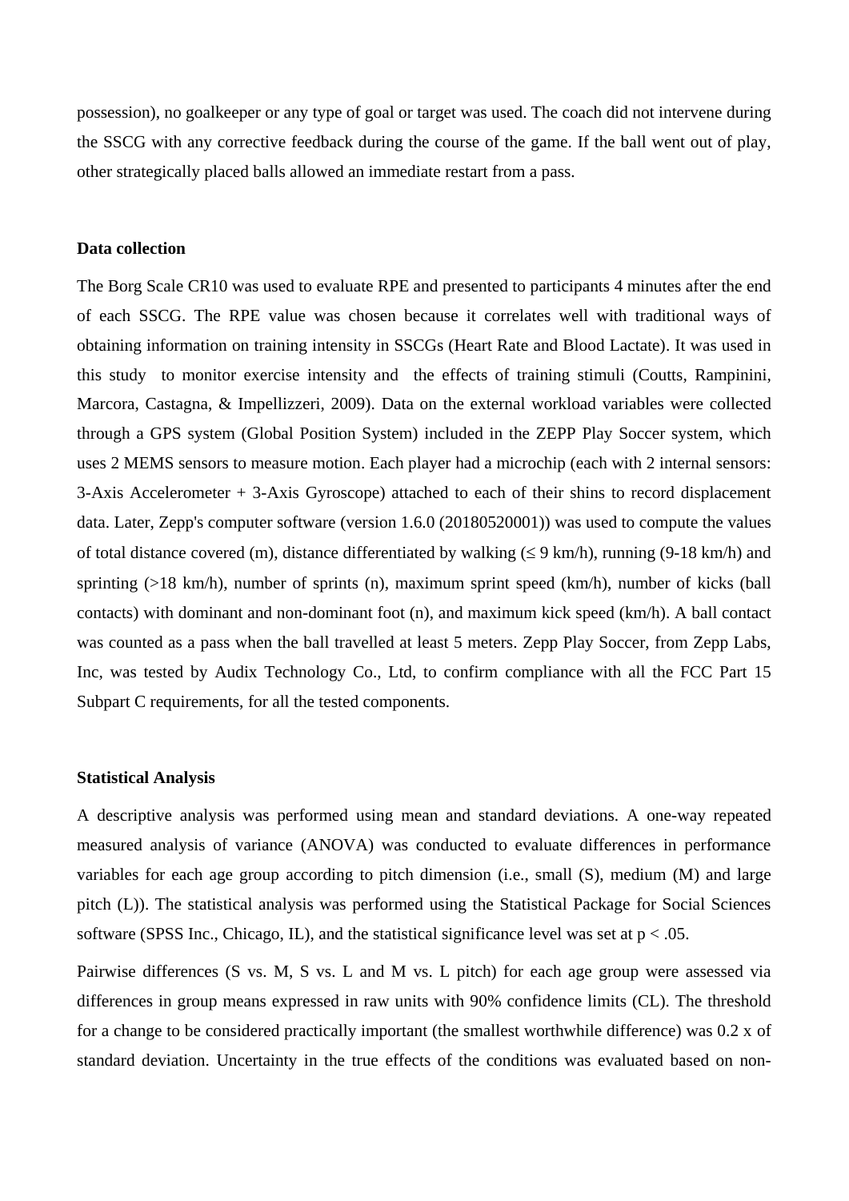possession), no goalkeeper or any type of goal or target was used. The coach did not intervene during the SSCG with any corrective feedback during the course of the game. If the ball went out of play, other strategically placed balls allowed an immediate restart from a pass.

**Data collection**

The Borg Scale CR10 was used to evaluate RPE and presented to participants 4 minutes after the end of each SSCG. The RPE value was chosen because it correlates well with traditional ways of obtaining information on training intensity in SSCGs (Heart Rate and Blood Lactate). It was used in this study to monitor exercise intensity and the effects of training stimuli (Coutts, Rampinini, Marcora, Castagna, & Impellizzeri, 2009). Data on the external workload variables were collected through a GPS system (Global Position System) included in the ZEPP Play Soccer system, which uses 2 MEMS sensors to measure motion. Each player had a microchip (each with 2 internal sensors: 3-Axis Accelerometer + 3-Axis Gyroscope) attached to each of their shins to record displacement data. Later, Zepp's computer software (version 1.6.0 (20180520001)) was used to compute the values of total distance covered (m), distance differentiated by walking (≤ 9 km/h), running (9-18 km/h) and sprinting (>18 km/h), number of sprints (n), maximum sprint speed (km/h), number of kicks (ball contacts) with dominant and non-dominant foot (n), and maximum kick speed (km/h). A ball contact was counted as a pass when the ball travelled at least 5 meters. Zepp Play Soccer, from Zepp Labs, Inc, was tested by Audix Technology Co., Ltd, to confirm compliance with all the FCC Part 15 Subpart C requirements, for all the tested components.

**Statistical Analysis**

A descriptive analysis was performed using mean and standard deviations. A one-way repeated measured analysis of variance (ANOVA) was conducted to evaluate differences in performance variables for each age group according to pitch dimension (i.e., small (S), medium (M) and large pitch (L)). The statistical analysis was performed using the Statistical Package for Social Sciences software (SPSS Inc., Chicago, IL), and the statistical significance level was set at $p < .05$.

Pairwise differences (S vs. M, S vs. L and M vs. L pitch) for each age group were assessed via differences in group means expressed in raw units with 90% confidence limits (CL). The threshold for a change to be considered practically important (the smallest worthwhile difference) was 0.2 x of standard deviation. Uncertainty in the true effects of the conditions was evaluated based on non-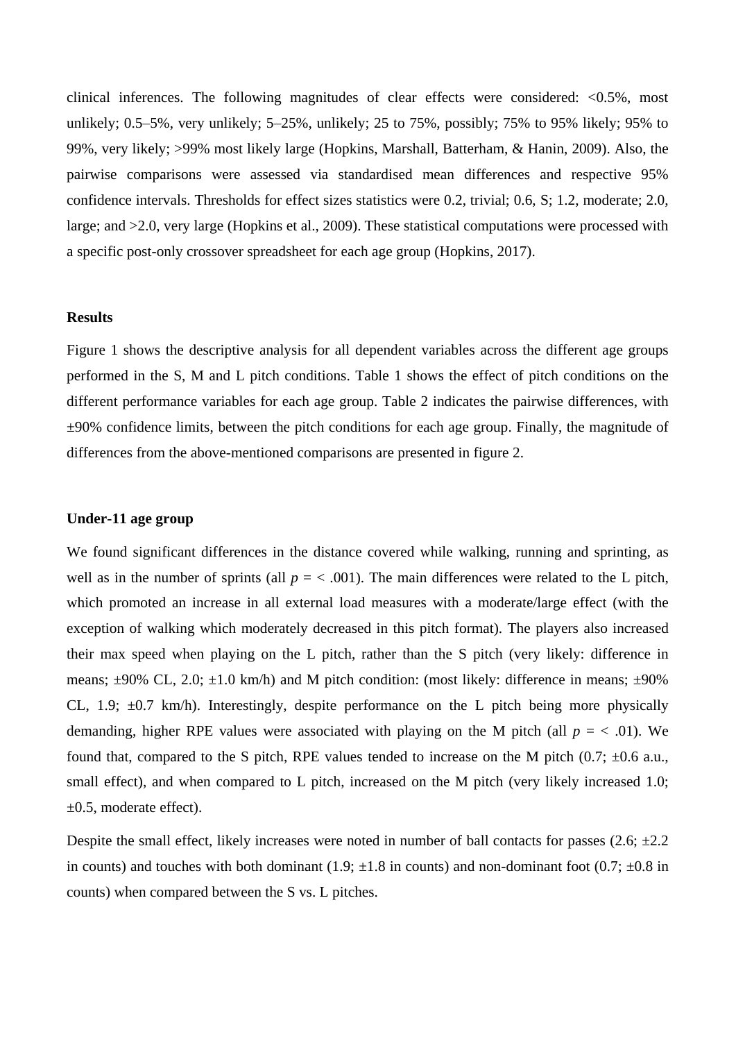clinical inferences. The following magnitudes of clear effects were considered: <0.5%, most unlikely; 0.5–5%, very unlikely; 5–25%, unlikely; 25 to 75%, possibly; 75% to 95% likely; 95% to 99%, very likely; >99% most likely large (Hopkins, Marshall, Batterham, & Hanin, 2009). Also, the pairwise comparisons were assessed via standardised mean differences and respective 95% confidence intervals. Thresholds for effect sizes statistics were 0.2, trivial; 0.6, S; 1.2, moderate; 2.0, large; and >2.0, very large (Hopkins et al., 2009). These statistical computations were processed with a specific post-only crossover spreadsheet for each age group (Hopkins, 2017).

## Results

Figure 1 shows the descriptive analysis for all dependent variables across the different age groups performed in the S, M and L pitch conditions. Table 1 shows the effect of pitch conditions on the different performance variables for each age group. Table 2 indicates the pairwise differences, with ±90% confidence limits, between the pitch conditions for each age group. Finally, the magnitude of differences from the above-mentioned comparisons are presented in figure 2.

### Under-11 age group

We found significant differences in the distance covered while walking, running and sprinting, as well as in the number of sprints (all $p$ = < .001). The main differences were related to the L pitch, which promoted an increase in all external load measures with a moderate/large effect (with the exception of walking which moderately decreased in this pitch format). The players also increased their max speed when playing on the L pitch, rather than the S pitch (very likely: difference in means; ±90% CL, 2.0; ±1.0 km/h) and M pitch condition: (most likely: difference in means; ±90% CL, 1.9; ±0.7 km/h). Interestingly, despite performance on the L pitch being more physically demanding, higher RPE values were associated with playing on the M pitch (all $p$ = < .01). We found that, compared to the S pitch, RPE values tended to increase on the M pitch (0.7; ±0.6 a.u., small effect), and when compared to L pitch, increased on the M pitch (very likely increased 1.0; ±0.5, moderate effect).

Despite the small effect, likely increases were noted in number of ball contacts for passes (2.6; ±2.2 in counts) and touches with both dominant (1.9; ±1.8 in counts) and non-dominant foot (0.7; ±0.8 in counts) when compared between the S vs. L pitches.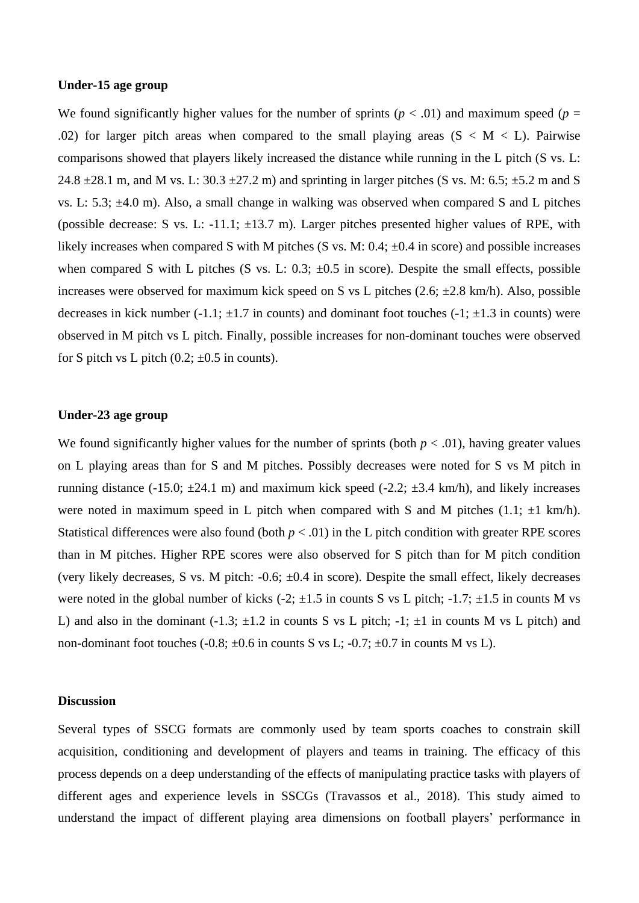**Under-15 age group**

We found significantly higher values for the number of sprints ($p < .01$) and maximum speed ($p = .02$) for larger pitch areas when compared to the small playing areas (S < M < L). Pairwise comparisons showed that players likely increased the distance while running in the L pitch (S vs. L: 24.8 ±28.1 m, and M vs. L: 30.3 ±27.2 m) and sprinting in larger pitches (S vs. M: 6.5; ±5.2 m and S vs. L: 5.3; ±4.0 m). Also, a small change in walking was observed when compared S and L pitches (possible decrease: S vs. L: -11.1; ±13.7 m). Larger pitches presented higher values of RPE, with likely increases when compared S with M pitches (S vs. M: 0.4; ±0.4 in score) and possible increases when compared S with L pitches (S vs. L: 0.3; ±0.5 in score). Despite the small effects, possible increases were observed for maximum kick speed on S vs L pitches (2.6; ±2.8 km/h). Also, possible decreases in kick number (-1.1; ±1.7 in counts) and dominant foot touches (-1; ±1.3 in counts) were observed in M pitch vs L pitch. Finally, possible increases for non-dominant touches were observed for S pitch vs L pitch (0.2; ±0.5 in counts).

**Under-23 age group**

We found significantly higher values for the number of sprints (both $p < .01$), having greater values on L playing areas than for S and M pitches. Possibly decreases were noted for S vs M pitch in running distance (-15.0; ±24.1 m) and maximum kick speed (-2.2; ±3.4 km/h), and likely increases were noted in maximum speed in L pitch when compared with S and M pitches (1.1; ±1 km/h). Statistical differences were also found (both $p < .01$) in the L pitch condition with greater RPE scores than in M pitches. Higher RPE scores were also observed for S pitch than for M pitch condition (very likely decreases, S vs. M pitch: -0.6; ±0.4 in score). Despite the small effect, likely decreases were noted in the global number of kicks (-2; ±1.5 in counts S vs L pitch; -1.7; ±1.5 in counts M vs L) and also in the dominant (-1.3; ±1.2 in counts S vs L pitch; -1; ±1 in counts M vs L pitch) and non-dominant foot touches (-0.8; ±0.6 in counts S vs L; -0.7; ±0.7 in counts M vs L).

**Discussion**

Several types of SSCG formats are commonly used by team sports coaches to constrain skill acquisition, conditioning and development of players and teams in training. The efficacy of this process depends on a deep understanding of the effects of manipulating practice tasks with players of different ages and experience levels in SSCGs (Travassos et al., 2018). This study aimed to understand the impact of different playing area dimensions on football players' performance in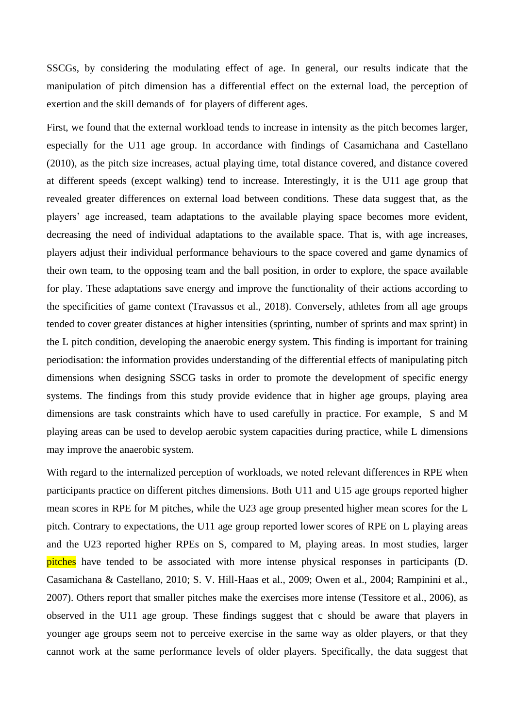SSCGs, by considering the modulating effect of age. In general, our results indicate that the manipulation of pitch dimension has a differential effect on the external load, the perception of exertion and the skill demands of  for players of different ages.

First, we found that the external workload tends to increase in intensity as the pitch becomes larger, especially for the U11 age group. In accordance with findings of Casamichana and Castellano (2010), as the pitch size increases, actual playing time, total distance covered, and distance covered at different speeds (except walking) tend to increase. Interestingly, it is the U11 age group that revealed greater differences on external load between conditions. These data suggest that, as the players' age increased, team adaptations to the available playing space becomes more evident, decreasing the need of individual adaptations to the available space. That is, with age increases, players adjust their individual performance behaviours to the space covered and game dynamics of their own team, to the opposing team and the ball position, in order to explore, the space available for play. These adaptations save energy and improve the functionality of their actions according to the specificities of game context (Travassos et al., 2018). Conversely, athletes from all age groups tended to cover greater distances at higher intensities (sprinting, number of sprints and max sprint) in the L pitch condition, developing the anaerobic energy system. This finding is important for training periodisation: the information provides understanding of the differential effects of manipulating pitch dimensions when designing SSCG tasks in order to promote the development of specific energy systems. The findings from this study provide evidence that in higher age groups, playing area dimensions are task constraints which have to used carefully in practice. For example,  S and M playing areas can be used to develop aerobic system capacities during practice, while L dimensions may improve the anaerobic system.

With regard to the internalized perception of workloads, we noted relevant differences in RPE when participants practice on different pitches dimensions. Both U11 and U15 age groups reported higher mean scores in RPE for M pitches, while the U23 age group presented higher mean scores for the L pitch. Contrary to expectations, the U11 age group reported lower scores of RPE on L playing areas and the U23 reported higher RPEs on S, compared to M, playing areas. In most studies, larger pitches have tended to be associated with more intense physical responses in participants (D. Casamichana & Castellano, 2010; S. V. Hill-Haas et al., 2009; Owen et al., 2004; Rampinini et al., 2007). Others report that smaller pitches make the exercises more intense (Tessitore et al., 2006), as observed in the U11 age group. These findings suggest that c should be aware that players in younger age groups seem not to perceive exercise in the same way as older players, or that they cannot work at the same performance levels of older players. Specifically, the data suggest that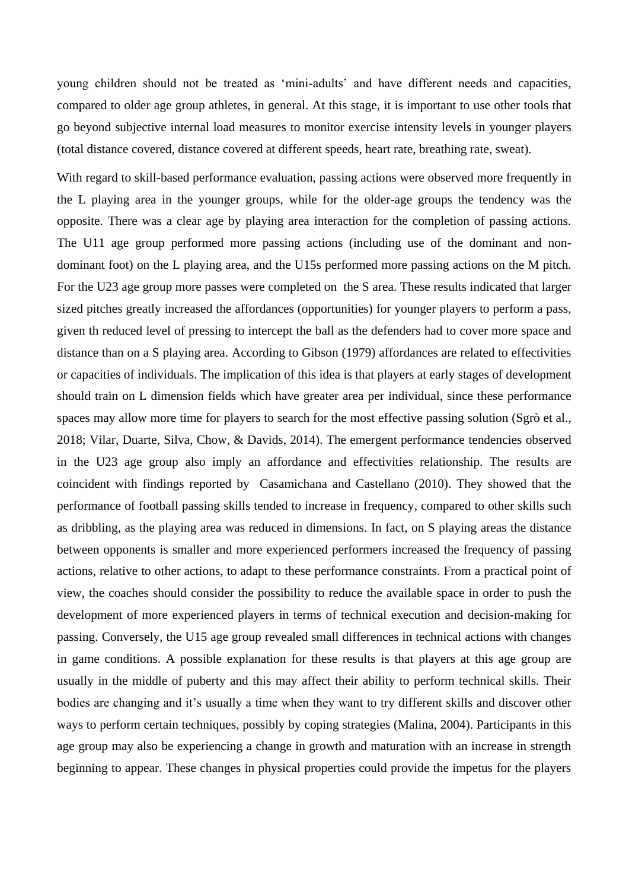young children should not be treated as 'mini-adults' and have different needs and capacities, compared to older age group athletes, in general. At this stage, it is important to use other tools that go beyond subjective internal load measures to monitor exercise intensity levels in younger players (total distance covered, distance covered at different speeds, heart rate, breathing rate, sweat).

With regard to skill-based performance evaluation, passing actions were observed more frequently in the L playing area in the younger groups, while for the older-age groups the tendency was the opposite. There was a clear age by playing area interaction for the completion of passing actions. The U11 age group performed more passing actions (including use of the dominant and non-dominant foot) on the L playing area, and the U15s performed more passing actions on the M pitch. For the U23 age group more passes were completed on the S area. These results indicated that larger sized pitches greatly increased the affordances (opportunities) for younger players to perform a pass, given th reduced level of pressing to intercept the ball as the defenders had to cover more space and distance than on a S playing area. According to Gibson (1979) affordances are related to effectivities or capacities of individuals. The implication of this idea is that players at early stages of development should train on L dimension fields which have greater area per individual, since these performance spaces may allow more time for players to search for the most effective passing solution (Sgrò et al., 2018; Vilar, Duarte, Silva, Chow, & Davids, 2014). The emergent performance tendencies observed in the U23 age group also imply an affordance and effectivities relationship. The results are coincident with findings reported by Casamichana and Castellano (2010). They showed that the performance of football passing skills tended to increase in frequency, compared to other skills such as dribbling, as the playing area was reduced in dimensions. In fact, on S playing areas the distance between opponents is smaller and more experienced performers increased the frequency of passing actions, relative to other actions, to adapt to these performance constraints. From a practical point of view, the coaches should consider the possibility to reduce the available space in order to push the development of more experienced players in terms of technical execution and decision-making for passing. Conversely, the U15 age group revealed small differences in technical actions with changes in game conditions. A possible explanation for these results is that players at this age group are usually in the middle of puberty and this may affect their ability to perform technical skills. Their bodies are changing and it's usually a time when they want to try different skills and discover other ways to perform certain techniques, possibly by coping strategies (Malina, 2004). Participants in this age group may also be experiencing a change in growth and maturation with an increase in strength beginning to appear. These changes in physical properties could provide the impetus for the players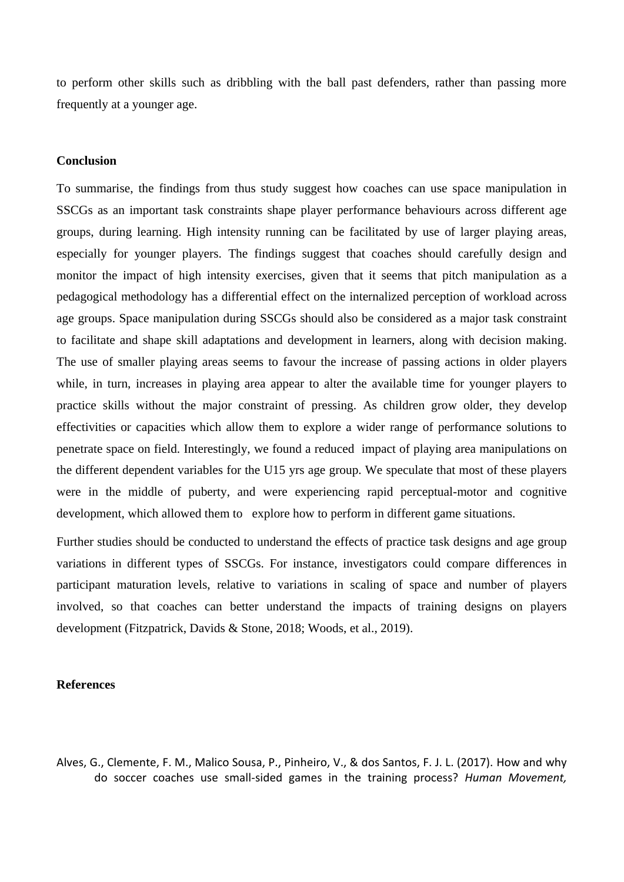to perform other skills such as dribbling with the ball past defenders, rather than passing more frequently at a younger age.

**Conclusion**

To summarise, the findings from thus study suggest how coaches can use space manipulation in SSCGs as an important task constraints shape player performance behaviours across different age groups, during learning. High intensity running can be facilitated by use of larger playing areas, especially for younger players. The findings suggest that coaches should carefully design and monitor the impact of high intensity exercises, given that it seems that pitch manipulation as a pedagogical methodology has a differential effect on the internalized perception of workload across age groups. Space manipulation during SSCGs should also be considered as a major task constraint to facilitate and shape skill adaptations and development in learners, along with decision making. The use of smaller playing areas seems to favour the increase of passing actions in older players while, in turn, increases in playing area appear to alter the available time for younger players to practice skills without the major constraint of pressing. As children grow older, they develop effectivities or capacities which allow them to explore a wider range of performance solutions to penetrate space on field. Interestingly, we found a reduced impact of playing area manipulations on the different dependent variables for the U15 yrs age group. We speculate that most of these players were in the middle of puberty, and were experiencing rapid perceptual-motor and cognitive development, which allowed them to explore how to perform in different game situations.

Further studies should be conducted to understand the effects of practice task designs and age group variations in different types of SSCGs. For instance, investigators could compare differences in participant maturation levels, relative to variations in scaling of space and number of players involved, so that coaches can better understand the impacts of training designs on players development (Fitzpatrick, Davids & Stone, 2018; Woods, et al., 2019).

**References**

Alves, G., Clemente, F. M., Malico Sousa, P., Pinheiro, V., & dos Santos, F. J. L. (2017). How and why do soccer coaches use small-sided games in the training process? *Human Movement,*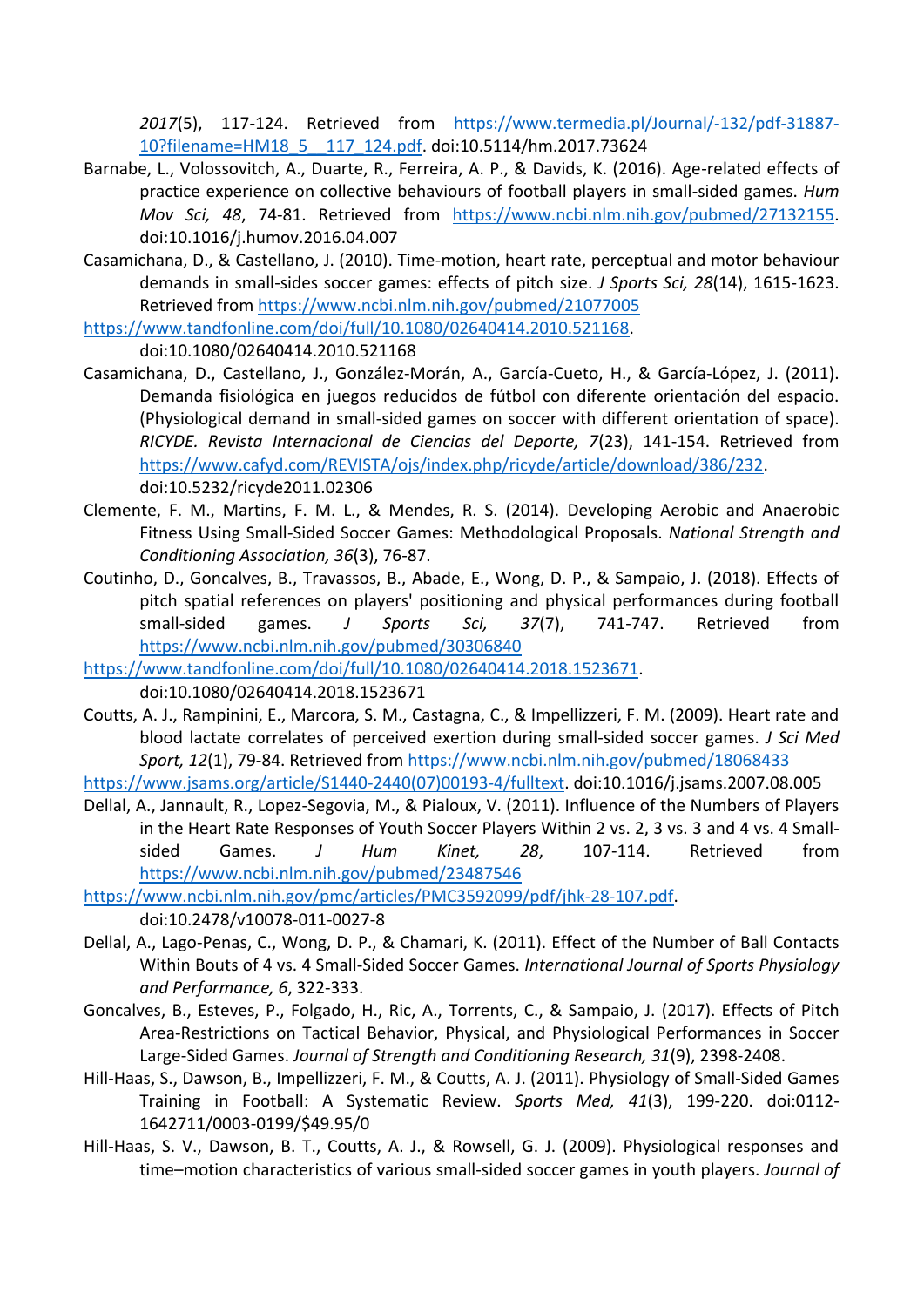*2017*(5), 117-124. Retrieved from https://www.termedia.pl/Journal/-132/pdf-31887-10?filename=HM18_5__117_124.pdf. doi:10.5114/hm.2017.73624

Barnabe, L., Volossovitch, A., Duarte, R., Ferreira, A. P., & Davids, K. (2016). Age-related effects of practice experience on collective behaviours of football players in small-sided games. *Hum Mov Sci, 48*, 74-81. Retrieved from https://www.ncbi.nlm.nih.gov/pubmed/27132155. doi:10.1016/j.humov.2016.04.007

Casamichana, D., & Castellano, J. (2010). Time-motion, heart rate, perceptual and motor behaviour demands in small-sides soccer games: effects of pitch size. *J Sports Sci, 28*(14), 1615-1623. Retrieved from https://www.ncbi.nlm.nih.gov/pubmed/21077005 https://www.tandfonline.com/doi/full/10.1080/02640414.2010.521168. doi:10.1080/02640414.2010.521168

Casamichana, D., Castellano, J., González-Morán, A., García-Cueto, H., & García-López, J. (2011). Demanda fisiológica en juegos reducidos de fútbol con diferente orientación del espacio. (Physiological demand in small-sided games on soccer with different orientation of space). *RICYDE. Revista Internacional de Ciencias del Deporte, 7*(23), 141-154. Retrieved from https://www.cafyd.com/REVISTA/ojs/index.php/ricyde/article/download/386/232. doi:10.5232/ricyde2011.02306

Clemente, F. M., Martins, F. M. L., & Mendes, R. S. (2014). Developing Aerobic and Anaerobic Fitness Using Small-Sided Soccer Games: Methodological Proposals. *National Strength and Conditioning Association, 36*(3), 76-87.

Coutinho, D., Goncalves, B., Travassos, B., Abade, E., Wong, D. P., & Sampaio, J. (2018). Effects of pitch spatial references on players' positioning and physical performances during football small-sided games. *J Sports Sci, 37*(7), 741-747. Retrieved from https://www.ncbi.nlm.nih.gov/pubmed/30306840 https://www.tandfonline.com/doi/full/10.1080/02640414.2018.1523671. doi:10.1080/02640414.2018.1523671

Coutts, A. J., Rampinini, E., Marcora, S. M., Castagna, C., & Impellizzeri, F. M. (2009). Heart rate and blood lactate correlates of perceived exertion during small-sided soccer games. *J Sci Med Sport, 12*(1), 79-84. Retrieved from https://www.ncbi.nlm.nih.gov/pubmed/18068433 https://www.jsams.org/article/S1440-2440(07)00193-4/fulltext. doi:10.1016/j.jsams.2007.08.005

Dellal, A., Jannault, R., Lopez-Segovia, M., & Pialoux, V. (2011). Influence of the Numbers of Players in the Heart Rate Responses of Youth Soccer Players Within 2 vs. 2, 3 vs. 3 and 4 vs. 4 Small-sided Games. *J Hum Kinet, 28*, 107-114. Retrieved from https://www.ncbi.nlm.nih.gov/pubmed/23487546 https://www.ncbi.nlm.nih.gov/pmc/articles/PMC3592099/pdf/jhk-28-107.pdf. doi:10.2478/v10078-011-0027-8

Dellal, A., Lago-Penas, C., Wong, D. P., & Chamari, K. (2011). Effect of the Number of Ball Contacts Within Bouts of 4 vs. 4 Small-Sided Soccer Games. *International Journal of Sports Physiology and Performance, 6*, 322-333.

Goncalves, B., Esteves, P., Folgado, H., Ric, A., Torrents, C., & Sampaio, J. (2017). Effects of Pitch Area-Restrictions on Tactical Behavior, Physical, and Physiological Performances in Soccer Large-Sided Games. *Journal of Strength and Conditioning Research, 31*(9), 2398-2408.

Hill-Haas, S., Dawson, B., Impellizzeri, F. M., & Coutts, A. J. (2011). Physiology of Small-Sided Games Training in Football: A Systematic Review. *Sports Med, 41*(3), 199-220. doi:0112-1642711/0003-0199/$49.95/0

Hill-Haas, S. V., Dawson, B. T., Coutts, A. J., & Rowsell, G. J. (2009). Physiological responses and time–motion characteristics of various small-sided soccer games in youth players. *Journal of*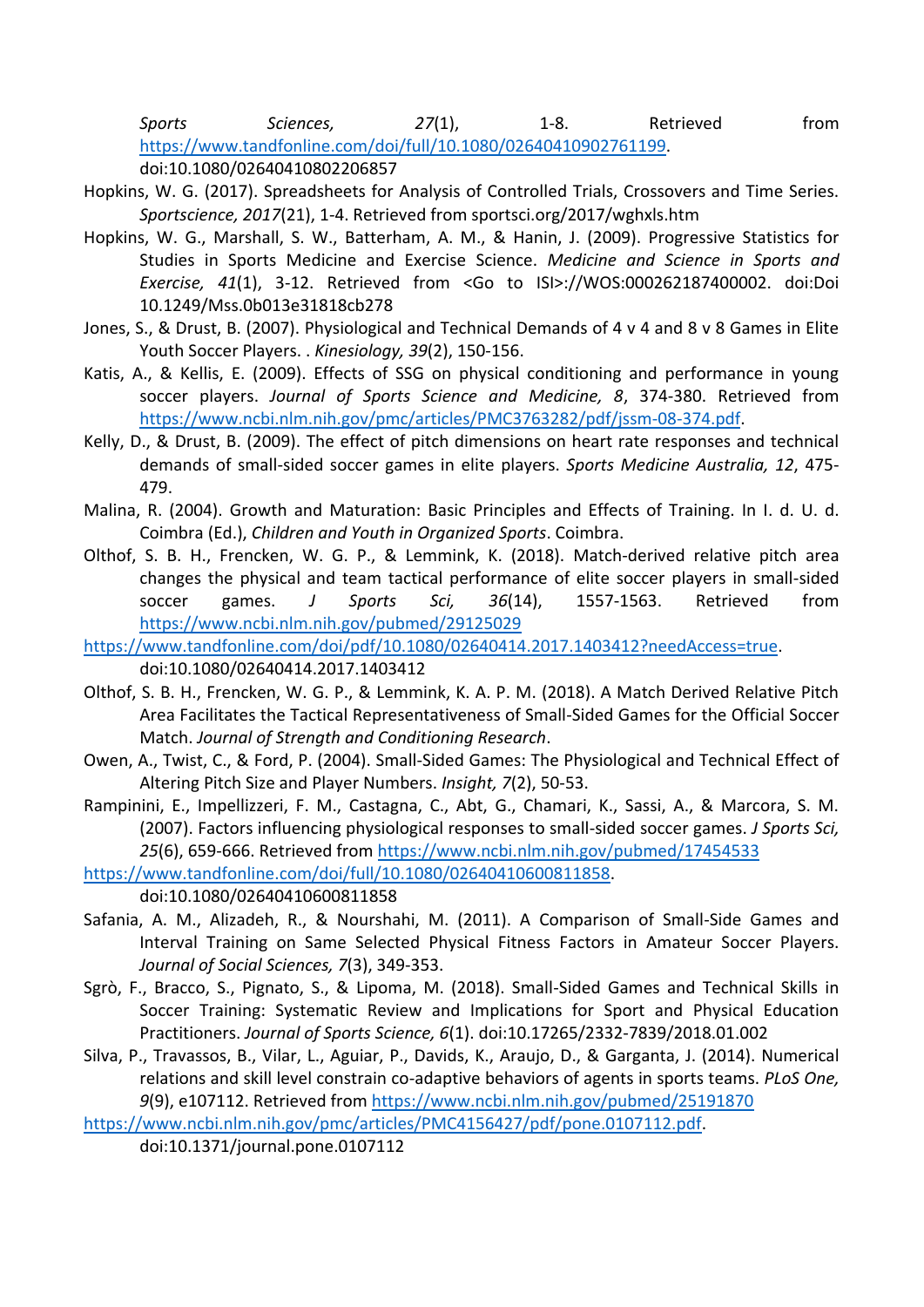*Sports Sciences, 27*(1), 1-8. Retrieved from https://www.tandfonline.com/doi/full/10.1080/02640410902761199. doi:10.1080/02640410802206857

Hopkins, W. G. (2017). Spreadsheets for Analysis of Controlled Trials, Crossovers and Time Series. *Sportscience, 2017*(21), 1-4. Retrieved from sportsci.org/2017/wghxls.htm

Hopkins, W. G., Marshall, S. W., Batterham, A. M., & Hanin, J. (2009). Progressive Statistics for Studies in Sports Medicine and Exercise Science. *Medicine and Science in Sports and Exercise, 41*(1), 3-12. Retrieved from <Go to ISI>://WOS:000262187400002. doi:Doi 10.1249/Mss.0b013e31818cb278

Jones, S., & Drust, B. (2007). Physiological and Technical Demands of 4 v 4 and 8 v 8 Games in Elite Youth Soccer Players. . *Kinesiology, 39*(2), 150-156.

Katis, A., & Kellis, E. (2009). Effects of SSG on physical conditioning and performance in young soccer players. *Journal of Sports Science and Medicine, 8*, 374-380. Retrieved from https://www.ncbi.nlm.nih.gov/pmc/articles/PMC3763282/pdf/jssm-08-374.pdf.

Kelly, D., & Drust, B. (2009). The effect of pitch dimensions on heart rate responses and technical demands of small-sided soccer games in elite players. *Sports Medicine Australia, 12*, 475-479.

Malina, R. (2004). Growth and Maturation: Basic Principles and Effects of Training. In I. d. U. d. Coimbra (Ed.), *Children and Youth in Organized Sports*. Coimbra.

Olthof, S. B. H., Frencken, W. G. P., & Lemmink, K. (2018). Match-derived relative pitch area changes the physical and team tactical performance of elite soccer players in small-sided soccer games. *J Sports Sci, 36*(14), 1557-1563. Retrieved from https://www.ncbi.nlm.nih.gov/pubmed/29125029
https://www.tandfonline.com/doi/pdf/10.1080/02640414.2017.1403412?needAccess=true. doi:10.1080/02640414.2017.1403412

Olthof, S. B. H., Frencken, W. G. P., & Lemmink, K. A. P. M. (2018). A Match Derived Relative Pitch Area Facilitates the Tactical Representativeness of Small-Sided Games for the Official Soccer Match. *Journal of Strength and Conditioning Research*.

Owen, A., Twist, C., & Ford, P. (2004). Small-Sided Games: The Physiological and Technical Effect of Altering Pitch Size and Player Numbers. *Insight, 7*(2), 50-53.

Rampinini, E., Impellizzeri, F. M., Castagna, C., Abt, G., Chamari, K., Sassi, A., & Marcora, S. M. (2007). Factors influencing physiological responses to small-sided soccer games. *J Sports Sci, 25*(6), 659-666. Retrieved from https://www.ncbi.nlm.nih.gov/pubmed/17454533
https://www.tandfonline.com/doi/full/10.1080/02640410600811858. doi:10.1080/02640410600811858

Safania, A. M., Alizadeh, R., & Nourshahi, M. (2011). A Comparison of Small-Side Games and Interval Training on Same Selected Physical Fitness Factors in Amateur Soccer Players. *Journal of Social Sciences, 7*(3), 349-353.

Sgrò, F., Bracco, S., Pignato, S., & Lipoma, M. (2018). Small-Sided Games and Technical Skills in Soccer Training: Systematic Review and Implications for Sport and Physical Education Practitioners. *Journal of Sports Science, 6*(1). doi:10.17265/2332-7839/2018.01.002

Silva, P., Travassos, B., Vilar, L., Aguiar, P., Davids, K., Araujo, D., & Garganta, J. (2014). Numerical relations and skill level constrain co-adaptive behaviors of agents in sports teams. *PLoS One, 9*(9), e107112. Retrieved from https://www.ncbi.nlm.nih.gov/pubmed/25191870
https://www.ncbi.nlm.nih.gov/pmc/articles/PMC4156427/pdf/pone.0107112.pdf. doi:10.1371/journal.pone.0107112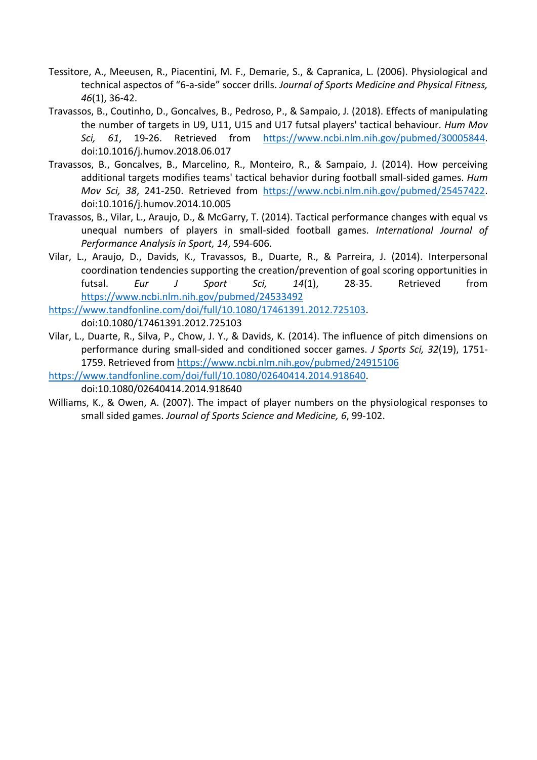Tessitore, A., Meeusen, R., Piacentini, M. F., Demarie, S., & Capranica, L. (2006). Physiological and technical aspectos of "6-a-side" soccer drills. *Journal of Sports Medicine and Physical Fitness, 46*(1), 36-42.

Travassos, B., Coutinho, D., Goncalves, B., Pedroso, P., & Sampaio, J. (2018). Effects of manipulating the number of targets in U9, U11, U15 and U17 futsal players' tactical behaviour. *Hum Mov Sci, 61*, 19-26. Retrieved from https://www.ncbi.nlm.nih.gov/pubmed/30005844. doi:10.1016/j.humov.2018.06.017

Travassos, B., Goncalves, B., Marcelino, R., Monteiro, R., & Sampaio, J. (2014). How perceiving additional targets modifies teams' tactical behavior during football small-sided games. *Hum Mov Sci, 38*, 241-250. Retrieved from https://www.ncbi.nlm.nih.gov/pubmed/25457422. doi:10.1016/j.humov.2014.10.005

Travassos, B., Vilar, L., Araujo, D., & McGarry, T. (2014). Tactical performance changes with equal vs unequal numbers of players in small-sided football games. *International Journal of Performance Analysis in Sport, 14*, 594-606.

Vilar, L., Araujo, D., Davids, K., Travassos, B., Duarte, R., & Parreira, J. (2014). Interpersonal coordination tendencies supporting the creation/prevention of goal scoring opportunities in futsal. *Eur J Sport Sci, 14*(1), 28-35. Retrieved from https://www.ncbi.nlm.nih.gov/pubmed/24533492 https://www.tandfonline.com/doi/full/10.1080/17461391.2012.725103. doi:10.1080/17461391.2012.725103

Vilar, L., Duarte, R., Silva, P., Chow, J. Y., & Davids, K. (2014). The influence of pitch dimensions on performance during small-sided and conditioned soccer games. *J Sports Sci, 32*(19), 1751-1759. Retrieved from https://www.ncbi.nlm.nih.gov/pubmed/24915106 https://www.tandfonline.com/doi/full/10.1080/02640414.2014.918640. doi:10.1080/02640414.2014.918640

Williams, K., & Owen, A. (2007). The impact of player numbers on the physiological responses to small sided games. *Journal of Sports Science and Medicine, 6*, 99-102.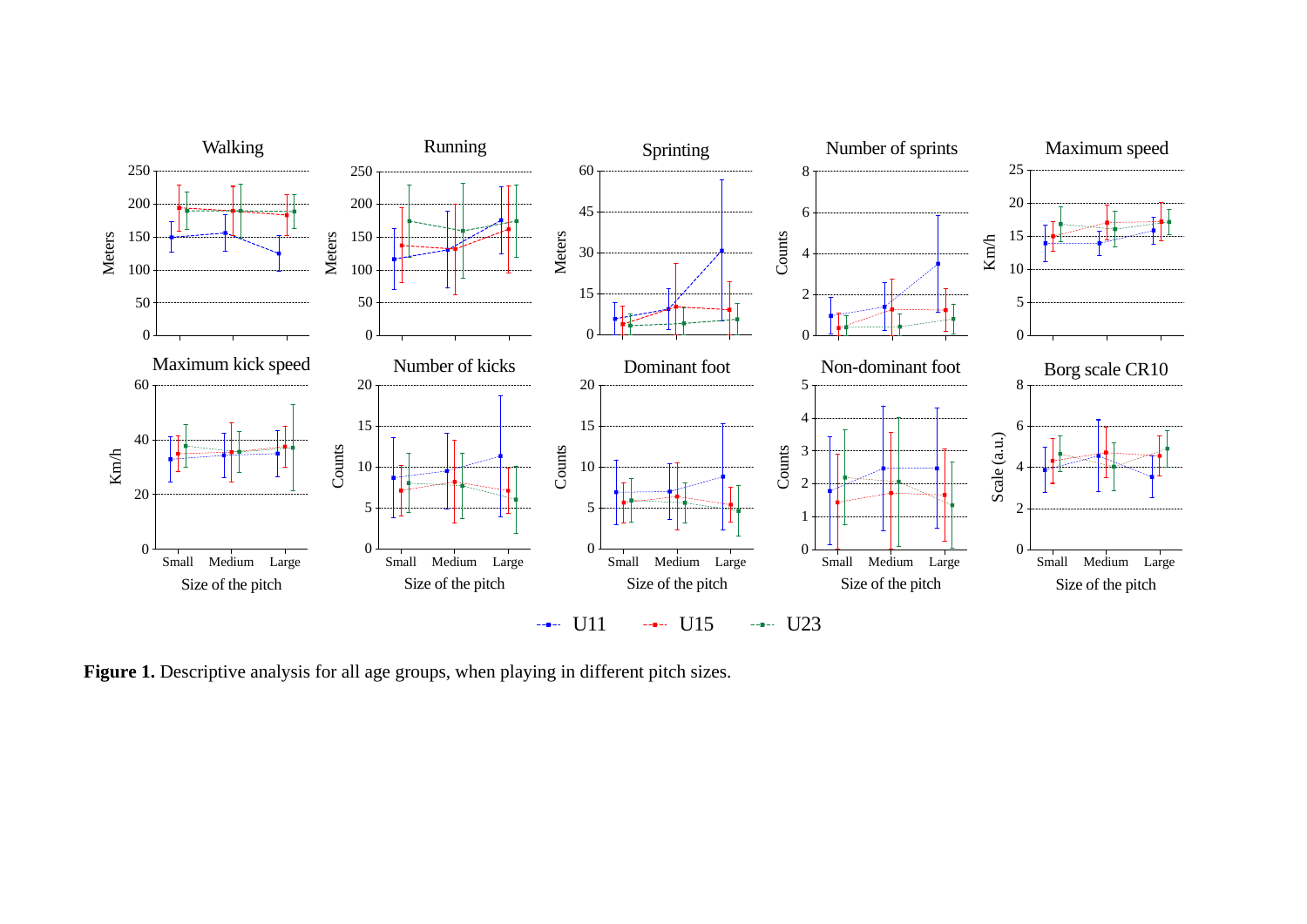**Figure 1.** Descriptive analysis for all age groups, when playing in different pitch sizes.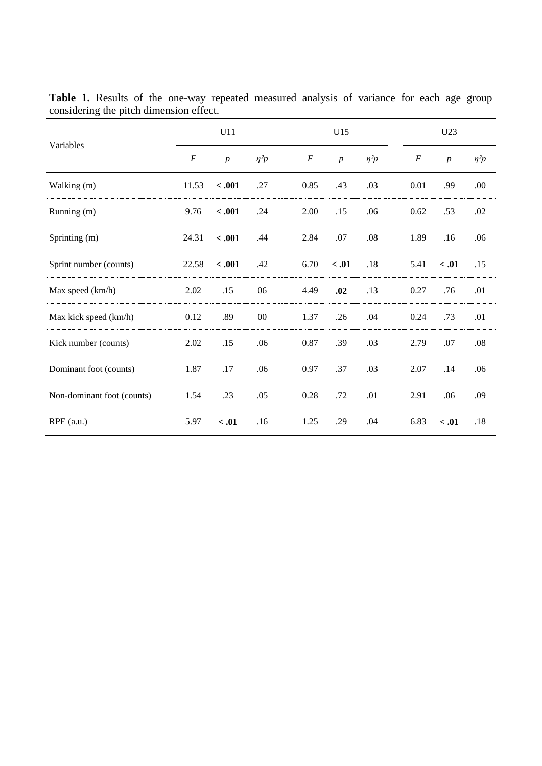**Table 1.** Results of the one-way repeated measured analysis of variance for each age group considering the pitch dimension effect.

| Variables | U11 | | | U15 | | | U23 | | |
|---|---|---|---|---|---|---|---|---|---|
| | *F* | *p* | $\eta^2p$ | *F* | *p* | $\eta^2p$ | *F* | *p* | $\eta^2p$ |
| Walking (m) | 11.53 | **< .001** | .27 | 0.85 | .43 | .03 | 0.01 | .99 | .00 |
| Running (m) | 9.76 | **< .001** | .24 | 2.00 | .15 | .06 | 0.62 | .53 | .02 |
| Sprinting (m) | 24.31 | **< .001** | .44 | 2.84 | .07 | .08 | 1.89 | .16 | .06 |
| Sprint number (counts) | 22.58 | **< .001** | .42 | 6.70 | **< .01** | .18 | 5.41 | **< .01** | .15 |
| Max speed (km/h) | 2.02 | .15 | 06 | 4.49 | **.02** | .13 | 0.27 | .76 | .01 |
| Max kick speed (km/h) | 0.12 | .89 | 00 | 1.37 | .26 | .04 | 0.24 | .73 | .01 |
| Kick number (counts) | 2.02 | .15 | .06 | 0.87 | .39 | .03 | 2.79 | .07 | .08 |
| Dominant foot (counts) | 1.87 | .17 | .06 | 0.97 | .37 | .03 | 2.07 | .14 | .06 |
| Non-dominant foot (counts) | 1.54 | .23 | .05 | 0.28 | .72 | .01 | 2.91 | .06 | .09 |
| RPE (a.u.) | 5.97 | **< .01** | .16 | 1.25 | .29 | .04 | 6.83 | **< .01** | .18 |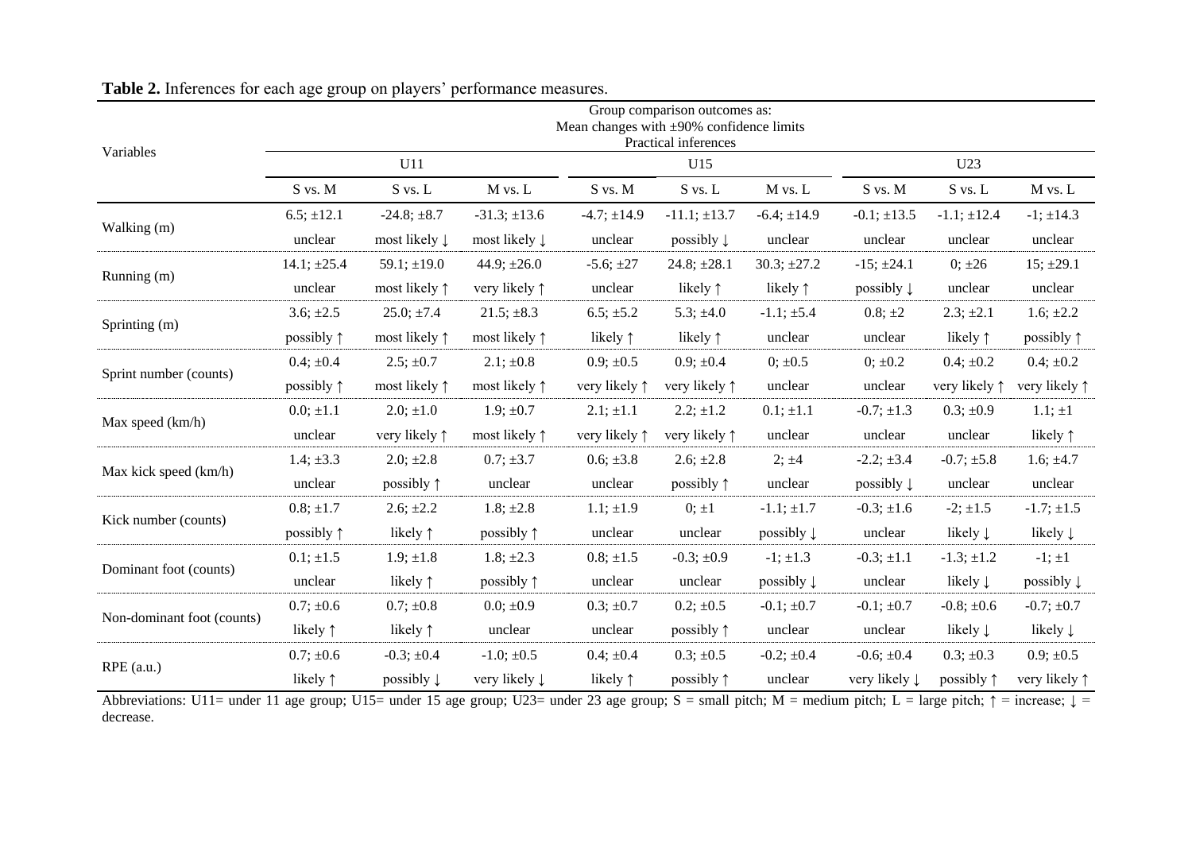**Table 2.** Inferences for each age group on players' performance measures.

| Variables | Group comparison outcomes as: Mean changes with ±90% confidence limits Practical inferences | | | | | | | | |
|---|---|---|---|---|---|---|---|---|---|
| | U11 | | | U15 | | | U23 | | |
| | S vs. M | S vs. L | M vs. L | S vs. M | S vs. L | M vs. L | S vs. M | S vs. L | M vs. L |
| Walking (m) | 6.5; ±12.1 | -24.8; ±8.7 | -31.3; ±13.6 | -4.7; ±14.9 | -11.1; ±13.7 | -6.4; ±14.9 | -0.1; ±13.5 | -1.1; ±12.4 | -1; ±14.3 |
| | unclear | most likely ↓ | most likely ↓ | unclear | possibly ↓ | unclear | unclear | unclear | unclear |
| Running (m) | 14.1; ±25.4 | 59.1; ±19.0 | 44.9; ±26.0 | -5.6; ±27 | 24.8; ±28.1 | 30.3; ±27.2 | -15; ±24.1 | 0; ±26 | 15; ±29.1 |
| | unclear | most likely ↑ | very likely ↑ | unclear | likely ↑ | likely ↑ | possibly ↓ | unclear | unclear |
| Sprinting (m) | 3.6; ±2.5 | 25.0; ±7.4 | 21.5; ±8.3 | 6.5; ±5.2 | 5.3; ±4.0 | -1.1; ±5.4 | 0.8; ±2 | 2.3; ±2.1 | 1.6; ±2.2 |
| | possibly ↑ | most likely ↑ | most likely ↑ | likely ↑ | likely ↑ | unclear | unclear | likely ↑ | possibly ↑ |
| Sprint number (counts) | 0.4; ±0.4 | 2.5; ±0.7 | 2.1; ±0.8 | 0.9; ±0.5 | 0.9; ±0.4 | 0; ±0.5 | 0; ±0.2 | 0.4; ±0.2 | 0.4; ±0.2 |
| | possibly ↑ | most likely ↑ | most likely ↑ | very likely ↑ | very likely ↑ | unclear | unclear | very likely ↑ | very likely ↑ |
| Max speed (km/h) | 0.0; ±1.1 | 2.0; ±1.0 | 1.9; ±0.7 | 2.1; ±1.1 | 2.2; ±1.2 | 0.1; ±1.1 | -0.7; ±1.3 | 0.3; ±0.9 | 1.1; ±1 |
| | unclear | very likely ↑ | most likely ↑ | very likely ↑ | very likely ↑ | unclear | unclear | unclear | likely ↑ |
| Max kick speed (km/h) | 1.4; ±3.3 | 2.0; ±2.8 | 0.7; ±3.7 | 0.6; ±3.8 | 2.6; ±2.8 | 2; ±4 | -2.2; ±3.4 | -0.7; ±5.8 | 1.6; ±4.7 |
| | unclear | possibly ↑ | unclear | unclear | possibly ↑ | unclear | possibly ↓ | unclear | unclear |
| Kick number (counts) | 0.8; ±1.7 | 2.6; ±2.2 | 1.8; ±2.8 | 1.1; ±1.9 | 0; ±1 | -1.1; ±1.7 | -0.3; ±1.6 | -2; ±1.5 | -1.7; ±1.5 |
| | possibly ↑ | likely ↑ | possibly ↑ | unclear | unclear | possibly ↓ | unclear | likely ↓ | likely ↓ |
| Dominant foot (counts) | 0.1; ±1.5 | 1.9; ±1.8 | 1.8; ±2.3 | 0.8; ±1.5 | -0.3; ±0.9 | -1; ±1.3 | -0.3; ±1.1 | -1.3; ±1.2 | -1; ±1 |
| | unclear | likely ↑ | possibly ↑ | unclear | unclear | possibly ↓ | unclear | likely ↓ | possibly ↓ |
| Non-dominant foot (counts) | 0.7; ±0.6 | 0.7; ±0.8 | 0.0; ±0.9 | 0.3; ±0.7 | 0.2; ±0.5 | -0.1; ±0.7 | -0.1; ±0.7 | -0.8; ±0.6 | -0.7; ±0.7 |
| | likely ↑ | likely ↑ | unclear | unclear | possibly ↑ | unclear | unclear | likely ↓ | likely ↓ |
| RPE (a.u.) | 0.7; ±0.6 | -0.3; ±0.4 | -1.0; ±0.5 | 0.4; ±0.4 | 0.3; ±0.5 | -0.2; ±0.4 | -0.6; ±0.4 | 0.3; ±0.3 | 0.9; ±0.5 |
| | likely ↑ | possibly ↓ | very likely ↓ | likely ↑ | possibly ↑ | unclear | very likely ↓ | possibly ↑ | very likely ↑ |

Abbreviations: U11= under 11 age group; U15= under 15 age group; U23= under 23 age group; S = small pitch; M = medium pitch; L = large pitch; ↑ = increase; ↓ = decrease.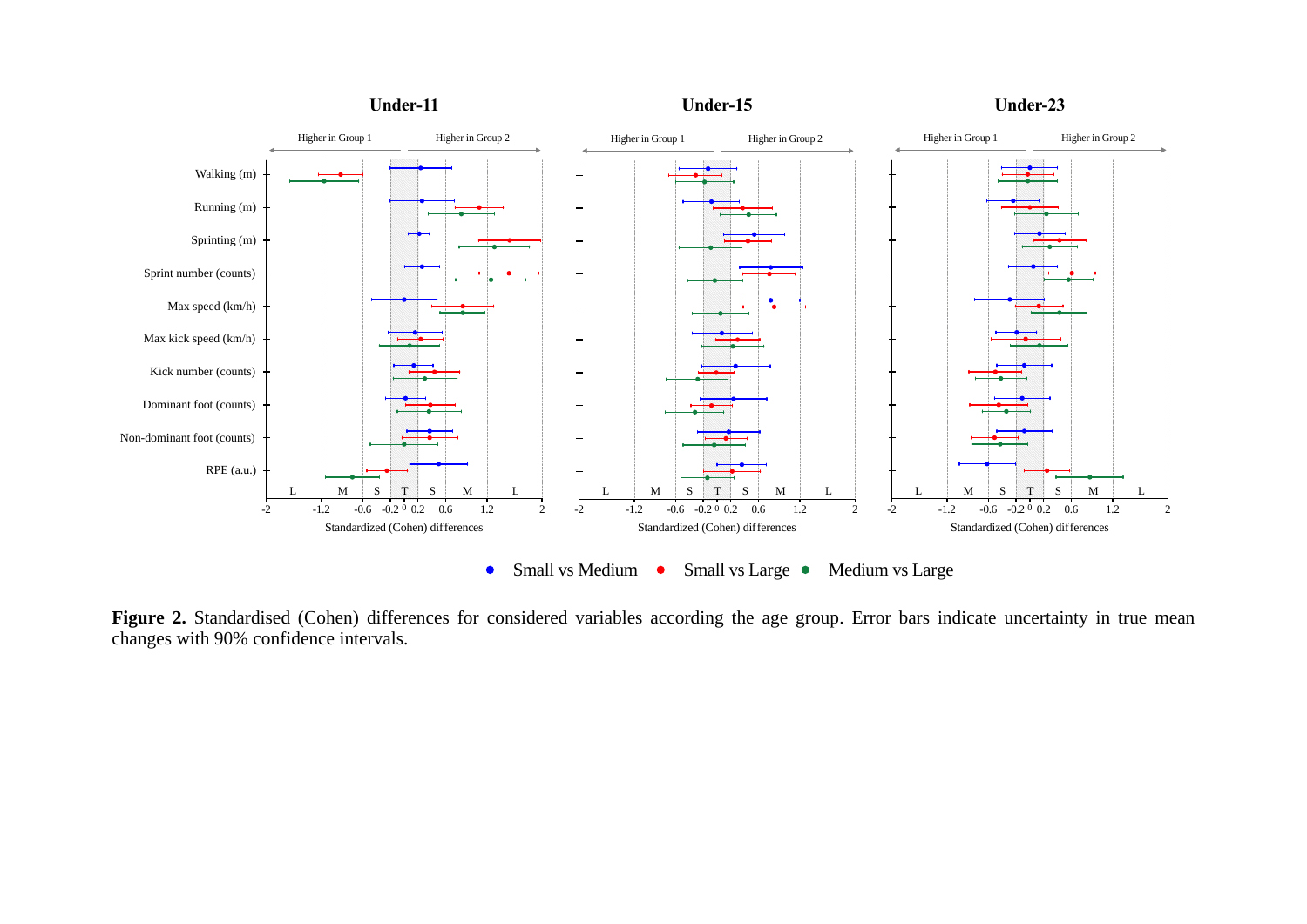Under-11

Under-15

Under-23

Higher in Group 1

Higher in Group 2

Walking (m)

Running (m)

Sprinting (m)

Sprint number (counts)

Max speed (km/h)

Max kick speed (km/h)

Kick number (counts)

Dominant foot (counts)

Non-dominant foot (counts)

RPE (a.u.)

L M S T S M L

-2 -1.2 -0.6 -0.2 0 0.2 0.6 1.2 2

Standardized (Cohen) differences

Small vs Medium   Small vs Large   Medium vs Large

**Figure 2.** Standardised (Cohen) differences for considered variables according the age group. Error bars indicate uncertainty in true mean changes with 90% confidence intervals.